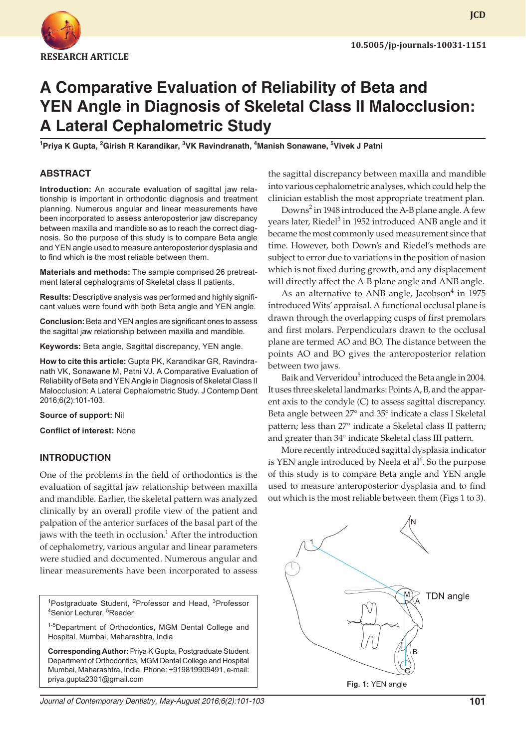RESEARCH ARTICLE

10.5005/jp-journals-10031-1151

# A Comparative Evaluation of Reliability of Beta and YEN Angle in Diagnosis of Skeletal Class II Malocclusion: A Lateral Cephalometric Study

[1]Priya K Gupta, [2]Girish R Karandikar, [3]VK Ravindranath, [4]Manish Sonawane, [5]Vivek J Patni

## ABSTRACT

**Introduction:** An accurate evaluation of sagittal jaw relationship is important in orthodontic diagnosis and treatment planning. Numerous angular and linear measurements have been incorporated to assess anteroposterior jaw discrepancy between maxilla and mandible so as to reach the correct diagnosis. So the purpose of this study is to compare Beta angle and YEN angle used to measure anteroposterior dysplasia and to find which is the most reliable between them.

**Materials and methods:** The sample comprised 26 pretreatment lateral cephalograms of Skeletal class II patients.

**Results:** Descriptive analysis was performed and highly significant values were found with both Beta angle and YEN angle.

**Conclusion:** Beta and YEN angles are significant ones to assess the sagittal jaw relationship between maxilla and mandible.

**Keywords:** Beta angle, Sagittal discrepancy, YEN angle.

**How to cite this article:** Gupta PK, Karandikar GR, Ravindranath VK, Sonawane M, Patni VJ. A Comparative Evaluation of Reliability of Beta and YEN Angle in Diagnosis of Skeletal Class II Malocclusion: A Lateral Cephalometric Study. J Contemp Dent 2016;6(2):101-103.

**Source of support:** Nil

**Conflict of interest:** None

## INTRODUCTION

One of the problems in the field of orthodontics is the evaluation of sagittal jaw relationship between maxilla and mandible. Earlier, the skeletal pattern was analyzed clinically by an overall profile view of the patient and palpation of the anterior surfaces of the basal part of the jaws with the teeth in occlusion.[1] After the introduction of cephalometry, various angular and linear parameters were studied and documented. Numerous angular and linear measurements have been incorporated to assess the sagittal discrepancy between maxilla and mandible into various cephalometric analyses, which could help the clinician establish the most appropriate treatment plan.

Downs[2] in 1948 introduced the A-B plane angle. A few years later, Riedel[3] in 1952 introduced ANB angle and it became the most commonly used measurement since that time. However, both Down's and Riedel's methods are subject to error due to variations in the position of nasion which is not fixed during growth, and any displacement will directly affect the A-B plane angle and ANB angle.

As an alternative to ANB angle, Jacobson[4] in 1975 introduced Wits' appraisal. A functional occlusal plane is drawn through the overlapping cusps of first premolars and first molars. Perpendiculars drawn to the occlusal plane are termed AO and BO. The distance between the points AO and BO gives the anteroposterior relation between two jaws.

Baik and Ververidou[5] introduced the Beta angle in 2004. It uses three skeletal landmarks: Points A, B, and the apparent axis to the condyle (C) to assess sagittal discrepancy. Beta angle between 27° and 35° indicate a class I Skeletal pattern; less than 27° indicate a Skeletal class II pattern; and greater than 34° indicate Skeletal class III pattern.

More recently introduced sagittal dysplasia indicator is YEN angle introduced by Neela et al[6]. So the purpose of this study is to compare Beta angle and YEN angle used to measure anteroposterior dysplasia and to find out which is the most reliable between them (Figs 1 to 3).

Fig. 1: YEN angle

[1]Postgraduate Student, [2]Professor and Head, [3]Professor [4]Senior Lecturer, [5]Reader

[1-5]Department of Orthodontics, MGM Dental College and Hospital, Mumbai, Maharashtra, India

**Corresponding Author:** Priya K Gupta, Postgraduate Student Department of Orthodontics, MGM Dental College and Hospital Mumbai, Maharashtra, India, Phone: +919819909491, e-mail: priya.gupta2301@gmail.com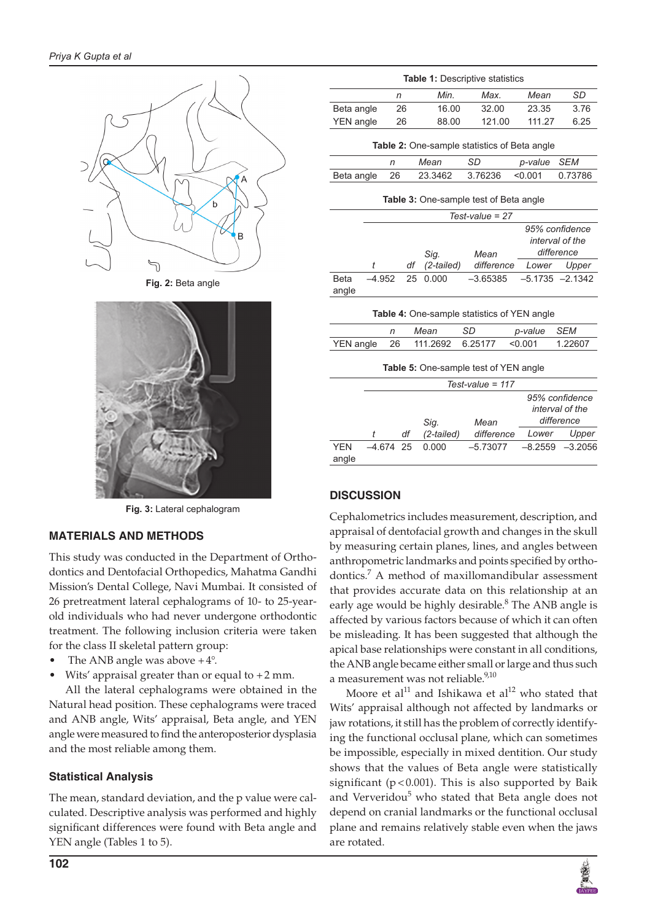Fig. 2: Beta angle

Fig. 3: Lateral cephalogram

## MATERIALS AND METHODS

This study was conducted in the Department of Orthodontics and Dentofacial Orthopedics, Mahatma Gandhi Mission's Dental College, Navi Mumbai. It consisted of 26 pretreatment lateral cephalograms of 10- to 25-year-old individuals who had never undergone orthodontic treatment. The following inclusion criteria were taken for the class II skeletal pattern group:

- The ANB angle was above +4°.
- Wits' appraisal greater than or equal to +2 mm.

All the lateral cephalograms were obtained in the Natural head position. These cephalograms were traced and ANB angle, Wits' appraisal, Beta angle, and YEN angle were measured to find the anteroposterior dysplasia and the most reliable among them.

### Statistical Analysis

The mean, standard deviation, and the p value were calculated. Descriptive analysis was performed and highly significant differences were found with Beta angle and YEN angle (Tables 1 to 5).

**Table 1:** Descriptive statistics

| | *n* | *Min.* | *Max.* | *Mean* | *SD* |
|---|---|---|---|---|---|
| Beta angle | 26 | 16.00 | 32.00 | 23.35 | 3.76 |
| YEN angle | 26 | 88.00 | 121.00 | 111.27 | 6.25 |

**Table 2:** One-sample statistics of Beta angle

| | *n* | *Mean* | *SD* | *p-value* | *SEM* |
|---|---|---|---|---|---|
| Beta angle | 26 | 23.3462 | 3.76236 | <0.001 | 0.73786 |

**Table 3:** One-sample test of Beta angle

| | *Test-value = 27* | | | | | |
|---|---|---|---|---|---|---|
| | | | | | *95% confidence interval of the difference* | |
| | *t* | *df* | *Sig. (2-tailed)* | *Mean difference* | *Lower* | *Upper* |
| Beta angle | –4.952 | 25 | 0.000 | –3.65385 | –5.1735 | –2.1342 |

**Table 4:** One-sample statistics of YEN angle

| | *n* | *Mean* | *SD* | *p-value* | *SEM* |
|---|---|---|---|---|---|
| YEN angle | 26 | 111.2692 | 6.25177 | <0.001 | 1.22607 |

**Table 5:** One-sample test of YEN angle

| | *Test-value = 117* | | | | | |
|---|---|---|---|---|---|---|
| | | | | | *95% confidence interval of the difference* | |
| | *t* | *df* | *Sig. (2-tailed)* | *Mean difference* | *Lower* | *Upper* |
| YEN angle | –4.674 | 25 | 0.000 | –5.73077 | –8.2559 | –3.2056 |

## DISCUSSION

Cephalometrics includes measurement, description, and appraisal of dentofacial growth and changes in the skull by measuring certain planes, lines, and angles between anthropometric landmarks and points specified by orthodontics.[7] A method of maxillomandibular assessment that provides accurate data on this relationship at an early age would be highly desirable.[8] The ANB angle is affected by various factors because of which it can often be misleading. It has been suggested that although the apical base relationships were constant in all conditions, the ANB angle became either small or large and thus such a measurement was not reliable.[9,10]

Moore et al[11] and Ishikawa et al[12] who stated that Wits' appraisal although not affected by landmarks or jaw rotations, it still has the problem of correctly identifying the functional occlusal plane, which can sometimes be impossible, especially in mixed dentition. Our study shows that the values of Beta angle were statistically significant ($p < 0.001$). This is also supported by Baik and Ververidou[5] who stated that Beta angle does not depend on cranial landmarks or the functional occlusal plane and remains relatively stable even when the jaws are rotated.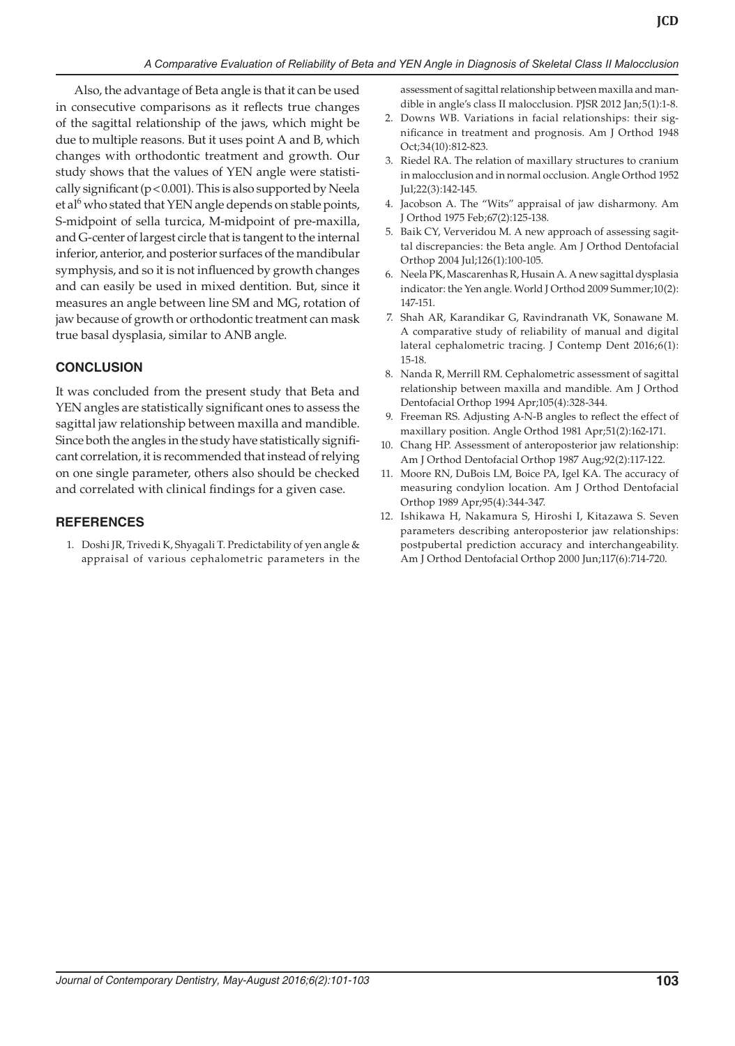Also, the advantage of Beta angle is that it can be used in consecutive comparisons as it reflects true changes of the sagittal relationship of the jaws, which might be due to multiple reasons. But it uses point A and B, which changes with orthodontic treatment and growth. Our study shows that the values of YEN angle were statistically significant ($p < 0.001$). This is also supported by Neela et al[6] who stated that YEN angle depends on stable points, S-midpoint of sella turcica, M-midpoint of pre-maxilla, and G-center of largest circle that is tangent to the internal inferior, anterior, and posterior surfaces of the mandibular symphysis, and so it is not influenced by growth changes and can easily be used in mixed dentition. But, since it measures an angle between line SM and MG, rotation of jaw because of growth or orthodontic treatment can mask true basal dysplasia, similar to ANB angle.

## CONCLUSION

It was concluded from the present study that Beta and YEN angles are statistically significant ones to assess the sagittal jaw relationship between maxilla and mandible. Since both the angles in the study have statistically significant correlation, it is recommended that instead of relying on one single parameter, others also should be checked and correlated with clinical findings for a given case.

## REFERENCES

1. Doshi JR, Trivedi K, Shyagali T. Predictability of yen angle & appraisal of various cephalometric parameters in the assessment of sagittal relationship between maxilla and mandible in angle's class II malocclusion. PJSR 2012 Jan;5(1):1-8.
2. Downs WB. Variations in facial relationships: their significance in treatment and prognosis. Am J Orthod 1948 Oct;34(10):812-823.
3. Riedel RA. The relation of maxillary structures to cranium in malocclusion and in normal occlusion. Angle Orthod 1952 Jul;22(3):142-145.
4. Jacobson A. The "Wits" appraisal of jaw disharmony. Am J Orthod 1975 Feb;67(2):125-138.
5. Baik CY, Ververidou M. A new approach of assessing sagittal discrepancies: the Beta angle. Am J Orthod Dentofacial Orthop 2004 Jul;126(1):100-105.
6. Neela PK, Mascarenhas R, Husain A. A new sagittal dysplasia indicator: the Yen angle. World J Orthod 2009 Summer;10(2): 147-151.
7. Shah AR, Karandikar G, Ravindranath VK, Sonawane M. A comparative study of reliability of manual and digital lateral cephalometric tracing. J Contemp Dent 2016;6(1): 15-18.
8. Nanda R, Merrill RM. Cephalometric assessment of sagittal relationship between maxilla and mandible. Am J Orthod Dentofacial Orthop 1994 Apr;105(4):328-344.
9. Freeman RS. Adjusting A-N-B angles to reflect the effect of maxillary position. Angle Orthod 1981 Apr;51(2):162-171.
10. Chang HP. Assessment of anteroposterior jaw relationship: Am J Orthod Dentofacial Orthop 1987 Aug;92(2):117-122.
11. Moore RN, DuBois LM, Boice PA, Igel KA. The accuracy of measuring condylion location. Am J Orthod Dentofacial Orthop 1989 Apr;95(4):344-347.
12. Ishikawa H, Nakamura S, Hiroshi I, Kitazawa S. Seven parameters describing anteroposterior jaw relationships: postpubertal prediction accuracy and interchangeability. Am J Orthod Dentofacial Orthop 2000 Jun;117(6):714-720.